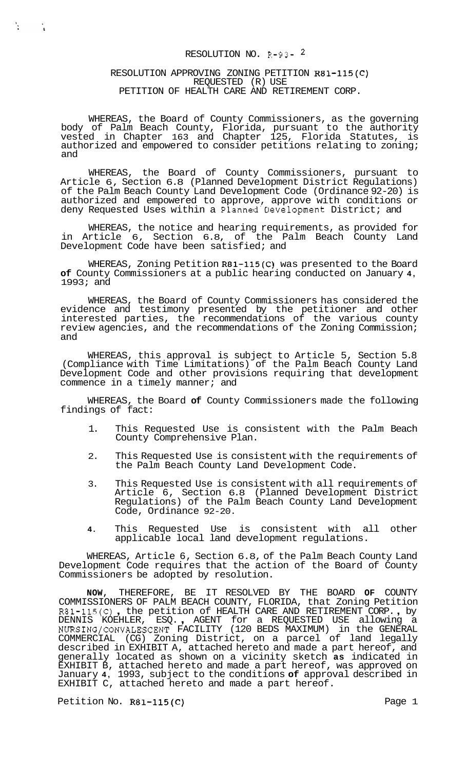# RESOLUTION NO. R-93- 2

## RESOLUTION APPROVING ZONING PETITION R81-115(C) REQUESTED (R) USE PETITION OF HEALTH CARE AND RETIREMENT CORP.

WHEREAS, the Board of County Commissioners, as the governing body of Palm Beach County, Florida, pursuant to the authority vested in Chapter 163 and Chapter 125, Florida Statutes, is authorized and empowered to consider petitions relating to zoning; and

WHEREAS, the Board of County Commissioners, pursuant to Article 6, Section 6.8 (Planned Development District Regulations) of the Palm Beach County Land Development Code (Ordinance 92-20) is authorized and empowered to approve, approve with conditions or deny Requested Uses within a Planned Development District; and

WHEREAS, the notice and hearing requirements, as provided for in Article 6, Section 6.8, of the Palm Beach County Land Development Code have been satisfied; and

WHEREAS, Zoning Petition R81-115(C) was presented to the Board of County Commissioners at a public hearing conducted on January 4, 1993; and

WHEREAS, the Board of County Commissioners has considered the evidence and testimony presented by the petitioner and other interested parties, the recommendations of the various county review agencies, and the recommendations of the Zoning Commission; and

WHEREAS, this approval is subject to Article 5, Section 5.8 (Compliance with Time Limitations) of the Palm Beach County Land Development Code and other provisions requiring that development commence in a timely manner; and

WHEREAS, the Board of County Commissioners made the following findings of fact:

1. This Requested Use is consistent with the Palm Beach County Comprehensive Plan.
2. This Requested Use is consistent with the requirements of the Palm Beach County Land Development Code.
3. This Requested Use is consistent with all requirements of Article 6, Section 6.8 (Planned Development District Regulations) of the Palm Beach County Land Development Code, Ordinance 92-20.
4. This Requested Use is consistent with all other applicable local land development regulations.

WHEREAS, Article 6, Section 6.8, of the Palm Beach County Land Development Code requires that the action of the Board of County Commissioners be adopted by resolution.

**NOW**, THEREFORE, BE IT RESOLVED BY THE BOARD **OF** COUNTY COMMISSIONERS OF PALM BEACH COUNTY, FLORIDA, that Zoning Petition R81-115(C), the petition of HEALTH CARE AND RETIREMENT CORP., by DENNIS KOEHLER, ESQ., AGENT for a REQUESTED USE allowing a NURSING/CONVALESCENT FACILITY (120 BEDS MAXIMUM) in the GENERAL COMMERCIAL (CG) Zoning District, on a parcel of land legally described in EXHIBIT A, attached hereto and made a part hereof, and generally located as shown on a vicinity sketch **as** indicated in EXHIBIT B, attached hereto and made a part hereof, was approved on January 4, 1993, subject to the conditions **of** approval described in EXHIBIT C, attached hereto and made a part hereof.

Petition No. R81-115(C)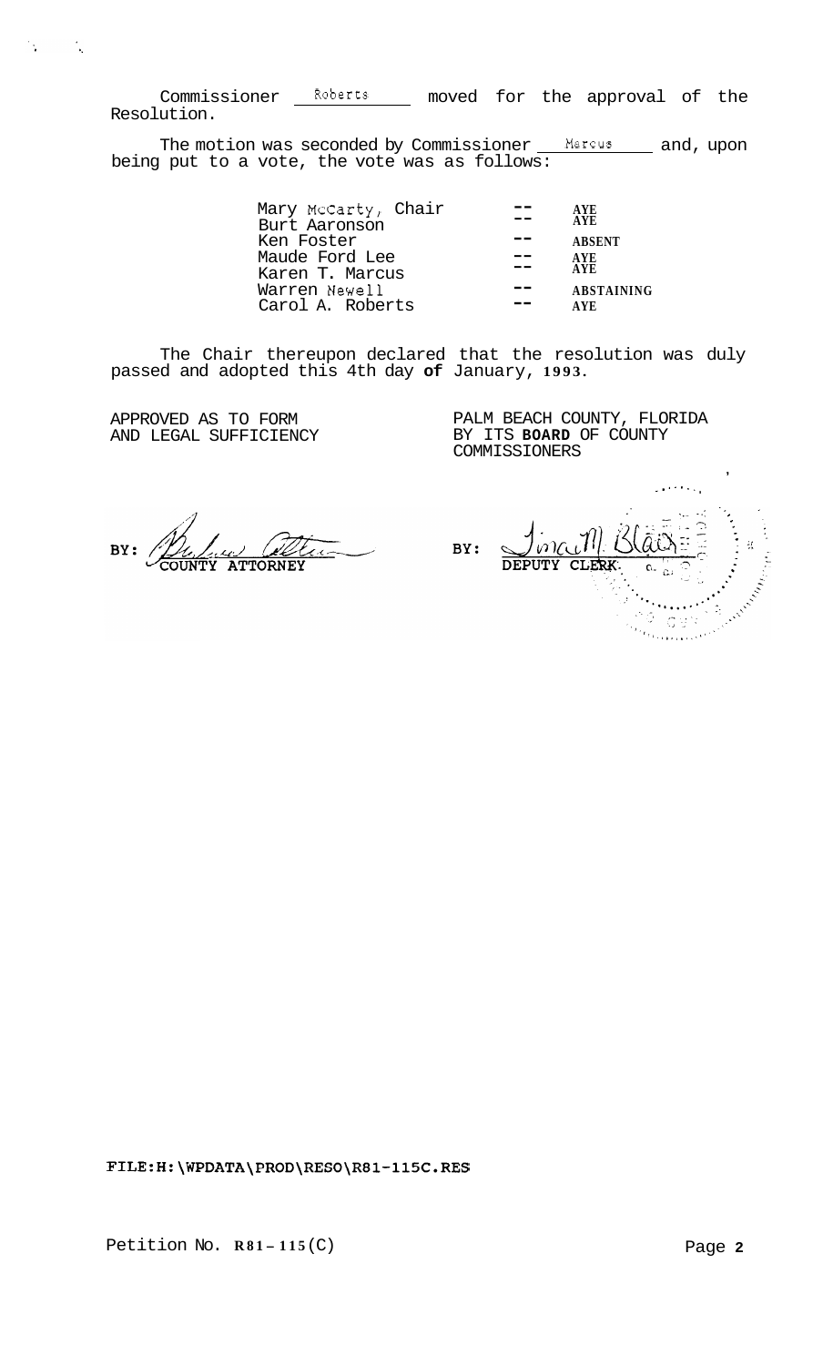Commissioner Roberts moved for the approval of the Resolution.

The motion was seconded by Commissioner Marcus and, upon being put to a vote, the vote was as follows:

| | | |
|---|---|---|
| Mary McCarty, Chair | -- | AYE |
| Burt Aaronson | -- | AYE |
| Ken Foster | -- | ABSENT |
| Maude Ford Lee | -- | AYE |
| Karen T. Marcus | -- | AYE |
| Warren Newell | -- | ABSTAINING |
| Carol A. Roberts | -- | AYE |

The Chair thereupon declared that the resolution was duly passed and adopted this 4th day **of** January, **1993**.

APPROVED AS TO FORM
AND LEGAL SUFFICIENCY

BY: COUNTY ATTORNEY

PALM BEACH COUNTY, FLORIDA
BY ITS **BOARD** OF COUNTY
COMMISSIONERS

BY: DEPUTY CLERK

FILE:H:\WPDATA\PROD\RESO\R81-115C.RES

Petition No. **R81-115**(C)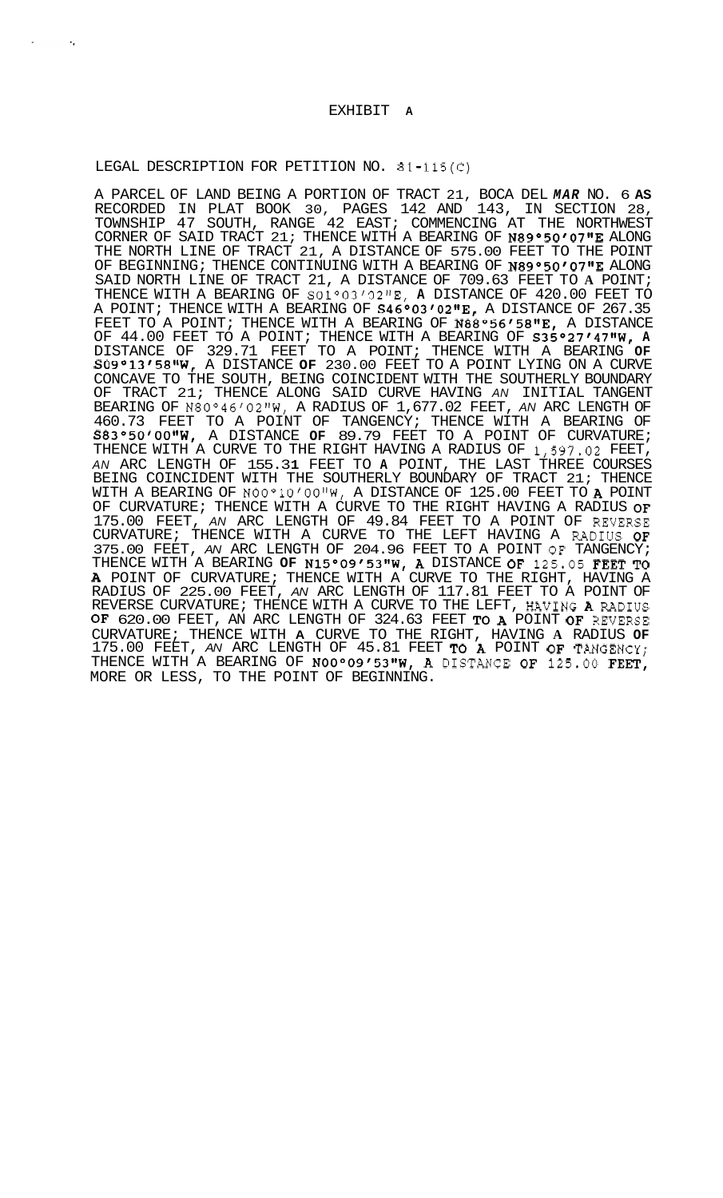EXHIBIT **A**

LEGAL DESCRIPTION FOR PETITION NO. 81-115(C)

A PARCEL OF LAND BEING A PORTION OF TRACT 21, BOCA DEL ***MAR*** NO. 6 **AS** RECORDED IN PLAT BOOK 30, PAGES 142 AND 143, IN SECTION 28, TOWNSHIP 47 SOUTH, RANGE 42 EAST; COMMENCING AT THE NORTHWEST CORNER OF SAID TRACT 21; THENCE WITH A BEARING OF **N89°50'07"E** ALONG THE NORTH LINE OF TRACT 21, A DISTANCE OF 575.00 FEET TO THE POINT OF BEGINNING; THENCE CONTINUING WITH A BEARING OF **N89°50'07"E** ALONG SAID NORTH LINE OF TRACT 21, A DISTANCE OF 709.63 FEET TO **A** POINT; THENCE WITH A BEARING OF S01°03'02"E, **A** DISTANCE OF 420.00 FEET TO A POINT; THENCE WITH A BEARING OF **S46°03'02"E,** A DISTANCE OF 267.35 FEET TO A POINT; THENCE WITH A BEARING OF **N88°56'58"E,** A DISTANCE OF 44.00 FEET TO A POINT; THENCE WITH A BEARING OF **S35°27'47"W, A** DISTANCE OF 329.71 FEET TO A POINT; THENCE WITH A BEARING **OF S09°13'58"W,** A DISTANCE **OF** 230.00 FEET TO A POINT LYING ON A CURVE CONCAVE TO THE SOUTH, BEING COINCIDENT WITH THE SOUTHERLY BOUNDARY OF TRACT 21; THENCE ALONG SAID CURVE HAVING *AN* INITIAL TANGENT BEARING OF N80°46'02"W, A RADIUS OF 1,677.02 FEET, *AN* ARC LENGTH OF 460.73 FEET TO A POINT OF TANGENCY; THENCE WITH A BEARING OF **S83°50'00"W,** A DISTANCE **OF** 89.79 FEET TO A POINT OF CURVATURE; THENCE WITH A CURVE TO THE RIGHT HAVING A RADIUS OF 1,597.02 FEET, *AN* ARC LENGTH OF 155.31 FEET TO **A** POINT, THE LAST THREE COURSES BEING COINCIDENT WITH THE SOUTHERLY BOUNDARY OF TRACT 21; THENCE WITH A BEARING OF N00°10'00"W, A DISTANCE OF 125.00 FEET TO **A** POINT OF CURVATURE; THENCE WITH A CURVE TO THE RIGHT HAVING A RADIUS **OF** 175.00 FEET, *AN* ARC LENGTH OF 49.84 FEET TO A POINT OF REVERSE CURVATURE; THENCE WITH A CURVE TO THE LEFT HAVING A RADIUS **OF** 375.00 FEET, *AN* ARC LENGTH OF 204.96 FEET TO A POINT OF TANGENCY; THENCE WITH A BEARING **OF N15°09'53"W, A** DISTANCE **OF** 125.05 **FEET TO A** POINT OF CURVATURE; THENCE WITH A CURVE TO THE RIGHT, HAVING A RADIUS OF 225.00 FEET, *AN* ARC LENGTH OF 117.81 FEET TO A POINT OF REVERSE CURVATURE; THENCE WITH A CURVE TO THE LEFT, HAVING **A** RADIUS **OF** 620.00 FEET, AN ARC LENGTH OF 324.63 FEET **TO A** POINT **OF** REVERSE CURVATURE; THENCE WITH **A** CURVE TO THE RIGHT, HAVING **A** RADIUS **OF** 175.00 FEET, *AN* ARC LENGTH OF 45.81 FEET **TO A** POINT **OF** TANGENCY; THENCE WITH A BEARING OF **N00°09'53"W, A** DISTANCE **OF** 125.00 **FEET,** MORE OR LESS, TO THE POINT OF BEGINNING.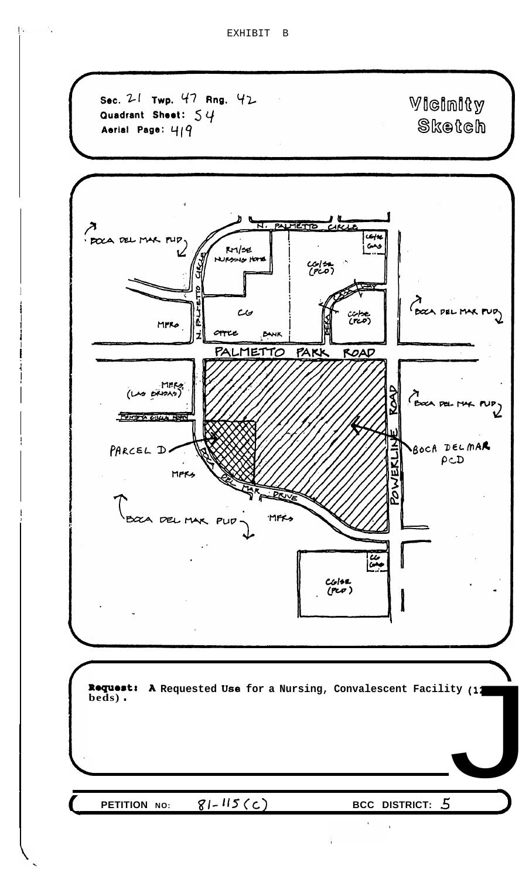EXHIBIT B

Sec. 21 Twp. 47 Rng. 42
Quadrant Sheet: 54
Aerial Page: 419

**Vicinity Sketch**

N. PALMETTO CIRCLE

BOCA DEL MAR PUD

RM/SE NURSING HOME

CG/SE (PCD)

CG/SE GAS

N. PALMETTO CIRCLE

CG

MFRS

OFFICE

BANK

CG/SE (PCD)

BOCA DEL MAR PUD

PALMETTO PARK ROAD

MFRS (LAS BRISAS)

BOCA DEL MAR PUD

PARCEL D

BOCA DEL MAR PCD

MFRS

BOCA DEL MAR DRIVE

POWERLINE ROAD

BOCA DEL MAR PUD

MFRS

CG CONO

CG/SE (PCD)

**Request:** A Requested Use for a Nursing, Convalescent Facility (1? beds).

PETITION NO: 81-115(C)

BCC DISTRICT: 5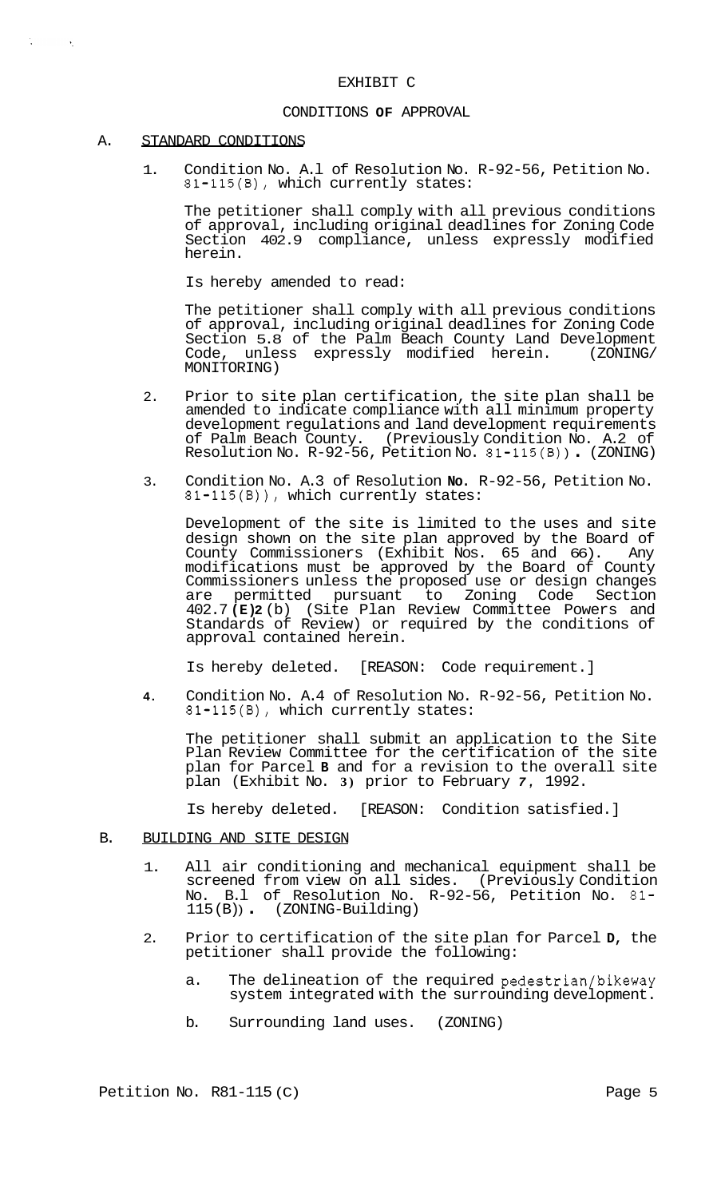EXHIBIT C

CONDITIONS OF APPROVAL

A. STANDARD CONDITIONS

1. Condition No. A.1 of Resolution No. R-92-56, Petition No. 81-115(B), which currently states:

   The petitioner shall comply with all previous conditions of approval, including original deadlines for Zoning Code Section 402.9 compliance, unless expressly modified herein.

   Is hereby amended to read:

   The petitioner shall comply with all previous conditions of approval, including original deadlines for Zoning Code Section 5.8 of the Palm Beach County Land Development Code, unless expressly modified herein. (ZONING/ MONITORING)

2. Prior to site plan certification, the site plan shall be amended to indicate compliance with all minimum property development regulations and land development requirements of Palm Beach County. (Previously Condition No. A.2 of Resolution No. R-92-56, Petition No. 81-115(B)). (ZONING)

3. Condition No. A.3 of Resolution No. R-92-56, Petition No. 81-115(B)), which currently states:

   Development of the site is limited to the uses and site design shown on the site plan approved by the Board of County Commissioners (Exhibit Nos. 65 and 66). Any modifications must be approved by the Board of County Commissioners unless the proposed use or design changes are permitted pursuant to Zoning Code Section 402.7(E)2(b) (Site Plan Review Committee Powers and Standards of Review) or required by the conditions of approval contained herein.

   Is hereby deleted. [REASON: Code requirement.]

4. Condition No. A.4 of Resolution No. R-92-56, Petition No. 81-115(B), which currently states:

   The petitioner shall submit an application to the Site Plan Review Committee for the certification of the site plan for Parcel B and for a revision to the overall site plan (Exhibit No. 3) prior to February 7, 1992.

   Is hereby deleted. [REASON: Condition satisfied.]

B. BUILDING AND SITE DESIGN

1. All air conditioning and mechanical equipment shall be screened from view on all sides. (Previously Condition No. B.1 of Resolution No. R-92-56, Petition No. 81-115(B)). (ZONING-Building)

2. Prior to certification of the site plan for Parcel D, the petitioner shall provide the following:

   a. The delineation of the required pedestrian/bikeway system integrated with the surrounding development.

   b. Surrounding land uses. (ZONING)

Petition No. R81-115(C)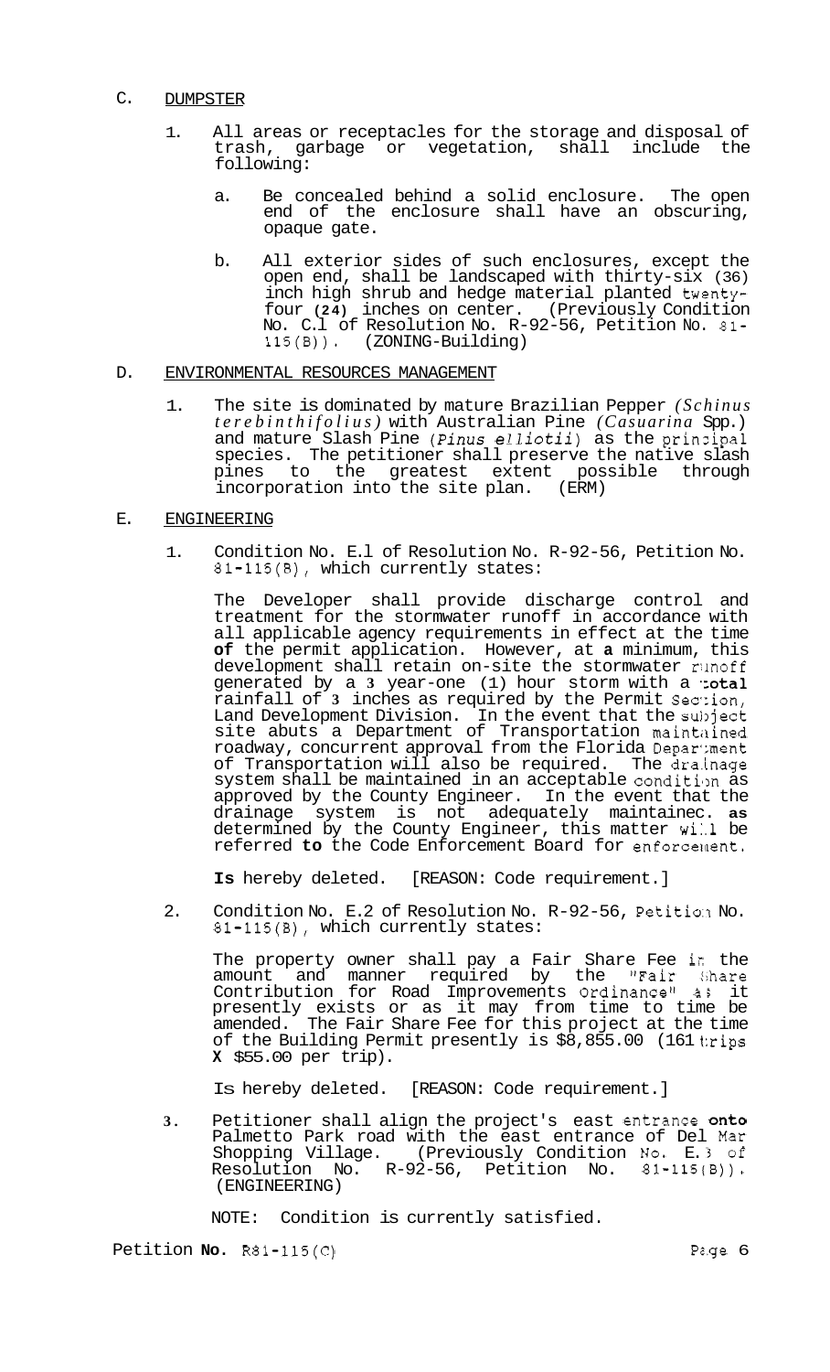C. DUMPSTER

1. All areas or receptacles for the storage and disposal of trash, garbage or vegetation, shall include the following:

   a. Be concealed behind a solid enclosure. The open end of the enclosure shall have an obscuring, opaque gate.

   b. All exterior sides of such enclosures, except the open end, shall be landscaped with thirty-six (36) inch high shrub and hedge material planted twenty-four (24) inches on center. (Previously Condition No. C.1 of Resolution No. R-92-56, Petition No. 81-115(B)). (ZONING-Building)

D. ENVIRONMENTAL RESOURCES MANAGEMENT

1. The site is dominated by mature Brazilian Pepper *(Schinus terebinthifolius)* with Australian Pine *(Casuarina* Spp.) and mature Slash Pine *(Pinus elliotii)* as the principal species. The petitioner shall preserve the native slash pines to the greatest extent possible through incorporation into the site plan. (ERM)

E. ENGINEERING

1. Condition No. E.1 of Resolution No. R-92-56, Petition No. 81-115(B), which currently states:

   The Developer shall provide discharge control and treatment for the stormwater runoff in accordance with all applicable agency requirements in effect at the time of the permit application. However, at a minimum, this development shall retain on-site the stormwater runoff generated by a 3 year-one (1) hour storm with a total rainfall of 3 inches as required by the Permit Section, Land Development Division. In the event that the subject site abuts a Department of Transportation maintained roadway, concurrent approval from the Florida Department of Transportation will also be required. The drainage system shall be maintained in an acceptable condition as approved by the County Engineer. In the event that the drainage system is not adequately maintained as determined by the County Engineer, this matter will be referred to the Code Enforcement Board for enforcement.

   **Is** hereby deleted. [REASON: Code requirement.]

2. Condition No. E.2 of Resolution No. R-92-56, Petition No. 81-115(B), which currently states:

   The property owner shall pay a Fair Share Fee in the amount and manner required by the "Fair Share Contribution for Road Improvements Ordinance" as it presently exists or as it may from time to time be amended. The Fair Share Fee for this project at the time of the Building Permit presently is $8,855.00 (161 trips X $55.00 per trip).

   Is hereby deleted. [REASON: Code requirement.]

3. Petitioner shall align the project's east entrance onto Palmetto Park road with the east entrance of Del Mar Shopping Village. (Previously Condition No. E.3 of Resolution No. R-92-56, Petition No. 81-115(B)). (ENGINEERING)

   NOTE: Condition is currently satisfied.

Petition No. R81-115(C)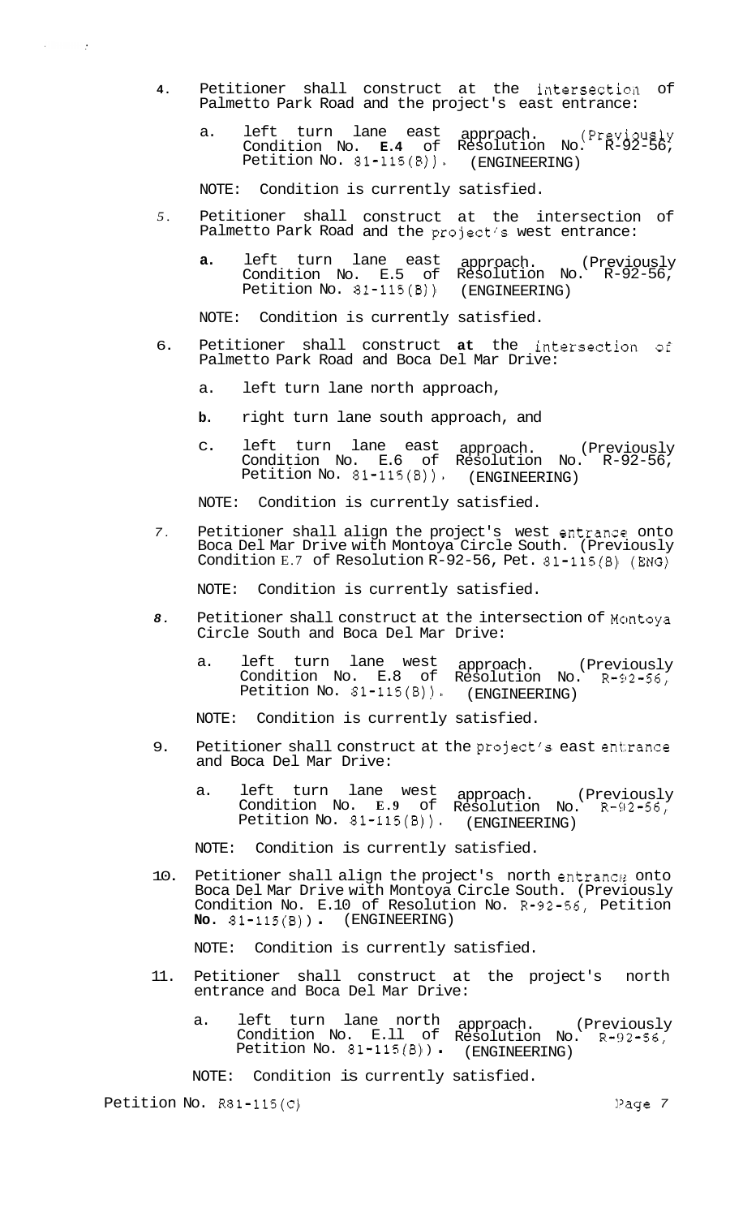4. Petitioner shall construct at the intersection of Palmetto Park Road and the project's east entrance:

   a. left turn lane east approach. (Previously Condition No. E.4 of Resolution No. R-92-56, Petition No. 81-115(B)). (ENGINEERING)

   NOTE: Condition is currently satisfied.

5. Petitioner shall construct at the intersection of Palmetto Park Road and the project's west entrance:

   a. left turn lane east approach. (Previously Condition No. E.5 of Resolution No. R-92-56, Petition No. 81-115(B)) (ENGINEERING)

   NOTE: Condition is currently satisfied.

6. Petitioner shall construct at the intersection of Palmetto Park Road and Boca Del Mar Drive:

   a. left turn lane north approach,

   b. right turn lane south approach, and

   c. left turn lane east approach. (Previously Condition No. E.6 of Resolution No. R-92-56, Petition No. 81-115(B)). (ENGINEERING)

   NOTE: Condition is currently satisfied.

7. Petitioner shall align the project's west entrance onto Boca Del Mar Drive with Montoya Circle South. (Previously Condition E.7 of Resolution R-92-56, Pet. 81-115(B) (ENG)

   NOTE: Condition is currently satisfied.

8. Petitioner shall construct at the intersection of Montoya Circle South and Boca Del Mar Drive:

   a. left turn lane west approach. (Previously Condition No. E.8 of Resolution No. R-92-56, Petition No. 81-115(B)). (ENGINEERING)

   NOTE: Condition is currently satisfied.

9. Petitioner shall construct at the project's east entrance and Boca Del Mar Drive:

   a. left turn lane west approach. (Previously Condition No. E.9 of Resolution No. R-92-56, Petition No. 81-115(B)). (ENGINEERING)

   NOTE: Condition is currently satisfied.

10. Petitioner shall align the project's north entrance onto Boca Del Mar Drive with Montoya Circle South. (Previously Condition No. E.10 of Resolution No. R-92-56, Petition No. 81-115(B)). (ENGINEERING)

    NOTE: Condition is currently satisfied.

11. Petitioner shall construct at the project's north entrance and Boca Del Mar Drive:

    a. left turn lane north approach. (Previously Condition No. E.11 of Resolution No. R-92-56, Petition No. 81-115(B)). (ENGINEERING)

    NOTE: Condition is currently satisfied.

Petition No. R81-115(C)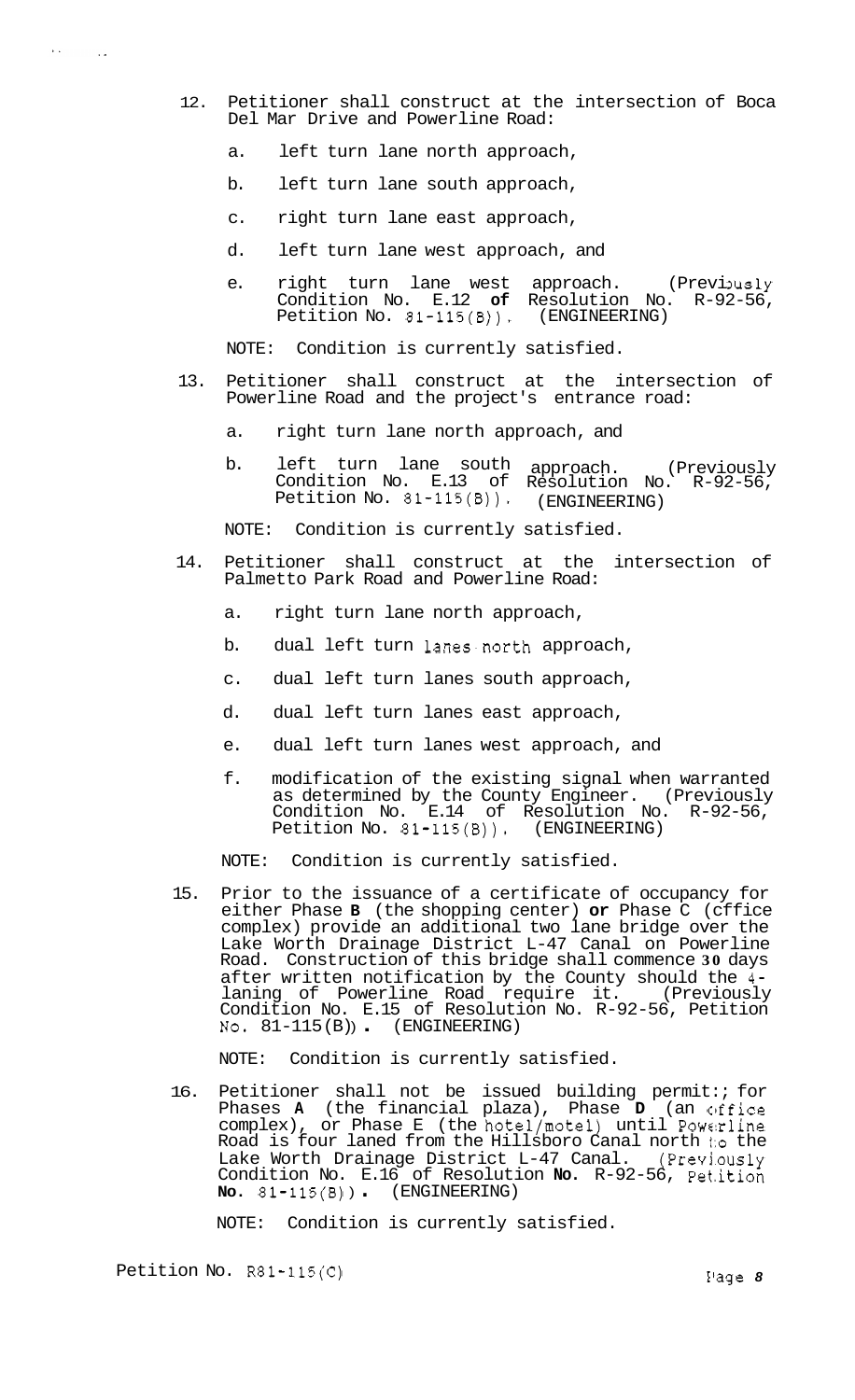12. Petitioner shall construct at the intersection of Boca Del Mar Drive and Powerline Road:

    a. left turn lane north approach,

    b. left turn lane south approach,

    c. right turn lane east approach,

    d. left turn lane west approach, and

    e. right turn lane west approach. (Previously Condition No. E.12 **of** Resolution No. R-92-56, Petition No. 81-115(B)). (ENGINEERING)

    NOTE: Condition is currently satisfied.

13. Petitioner shall construct at the intersection of Powerline Road and the project's entrance road:

    a. right turn lane north approach, and

    b. left turn lane south approach. (Previously Condition No. E.13 of Resolution No. R-92-56, Petition No. 81-115(B)). (ENGINEERING)

    NOTE: Condition is currently satisfied.

14. Petitioner shall construct at the intersection of Palmetto Park Road and Powerline Road:

    a. right turn lane north approach,

    b. dual left turn lanes north approach,

    c. dual left turn lanes south approach,

    d. dual left turn lanes east approach,

    e. dual left turn lanes west approach, and

    f. modification of the existing signal when warranted as determined by the County Engineer. (Previously Condition No. E.14 of Resolution No. R-92-56, Petition No. 81-115(B)). (ENGINEERING)

    NOTE: Condition is currently satisfied.

15. Prior to the issuance of a certificate of occupancy for either Phase **B** (the shopping center) **or** Phase C (cffice complex) provide an additional two lane bridge over the Lake Worth Drainage District L-47 Canal on Powerline Road. Construction of this bridge shall commence **30** days after written notification by the County should the 4-laning of Powerline Road require it. (Previously Condition No. E.15 of Resolution No. R-92-56, Petition No. 81-115(B)). (ENGINEERING)

    NOTE: Condition is currently satisfied.

16. Petitioner shall not be issued building permit:; for Phases **A** (the financial plaza), Phase **D** (an office complex), or Phase E (the hotel/motel) until Powerline Road is four laned from the Hillsboro Canal north to the Lake Worth Drainage District L-47 Canal. (Previously Condition No. E.16 of Resolution **No.** R-92-56, Petition **No.** 81-115(B)). (ENGINEERING)

    NOTE: Condition is currently satisfied.

Petition No. R81-115(C)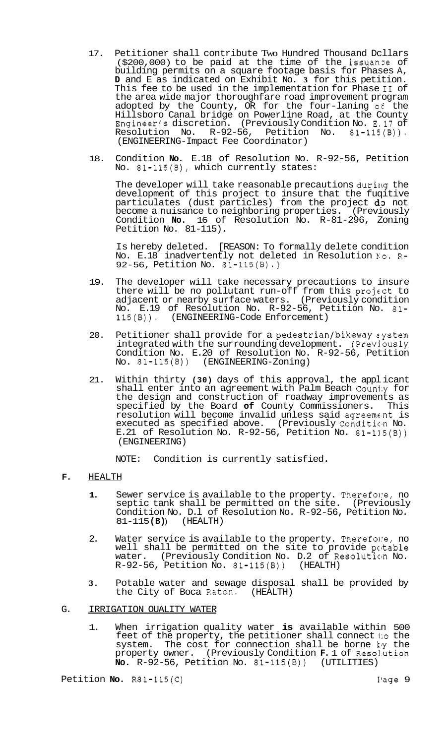17. Petitioner shall contribute Two Hundred Thousand Dollars ($200,000) to be paid at the time of the issuance of building permits on a square footage basis for Phases A, D and E as indicated on Exhibit No. 3 for this petition. This fee to be used in the implementation for Phase II of the area wide major thoroughfare road improvement program adopted by the County, OR for the four-laning of the Hillsboro Canal bridge on Powerline Road, at the County Engineer's discretion. (Previously Condition No. E.17 of Resolution No. R-92-56, Petition No. 81-115(B)). (ENGINEERING-Impact Fee Coordinator)

18. Condition **No.** E.18 of Resolution No. R-92-56, Petition No. 81-115(B), which currently states:

    The developer will take reasonable precautions during the development of this project to insure that the fugitive particulates (dust particles) from the project do not become a nuisance to neighboring properties. (Previously Condition **No.** 16 of Resolution No. R-81-296, Zoning Petition No. 81-115).

    Is hereby deleted. [REASON: To formally delete condition No. E.18 inadvertently not deleted in Resolution No. R-92-56, Petition No. 81-115(B).]

19. The developer will take necessary precautions to insure there will be no pollutant run-off from this project to adjacent or nearby surface waters. (Previously condition No. E.19 of Resolution No. R-92-56, Petition No. 81-115(B)). (ENGINEERING-Code Enforcement)

20. Petitioner shall provide for a pedestrian/bikeway system integrated with the surrounding development. (Previously Condition No. E.20 of Resolution No. R-92-56, Petition No. 81-115(B)) (ENGINEERING-Zoning)

21. Within thirty **(30)** days of this approval, the applicant shall enter into an agreement with Palm Beach County for the design and construction of roadway improvements as specified by the Board **of** County Commissioners. This resolution will become invalid unless said agreement is executed as specified above. (Previously Condition No. E.21 of Resolution No. R-92-56, Petition No. 81-115(B)) (ENGINEERING)

    NOTE: Condition is currently satisfied.

**F.** HEALTH

1. Sewer service is available to the property. Therefore, no septic tank shall be permitted on the site. (Previously Condition No. D.1 of Resolution No. R-92-56, Petition No. 81-115**(B)**) (HEALTH)

2. Water service is available to the property. Therefore, no well shall be permitted on the site to provide potable water. (Previously Condition No. D.2 of Resolution No. R-92-56, Petition No. 81-115(B)) (HEALTH)

3. Potable water and sewage disposal shall be provided by the City of Boca Raton. (HEALTH)

G. IRRIGATION QUALITY WATER

1. When irrigation quality water **is** available within 500 feet of the property, the petitioner shall connect to the system. The cost for connection shall be borne by the property owner. (Previously Condition **F.** 1 of Resolution **No.** R-92-56, Petition No. 81-115(B)) (UTILITIES)

Petition **No.** R81-115(C)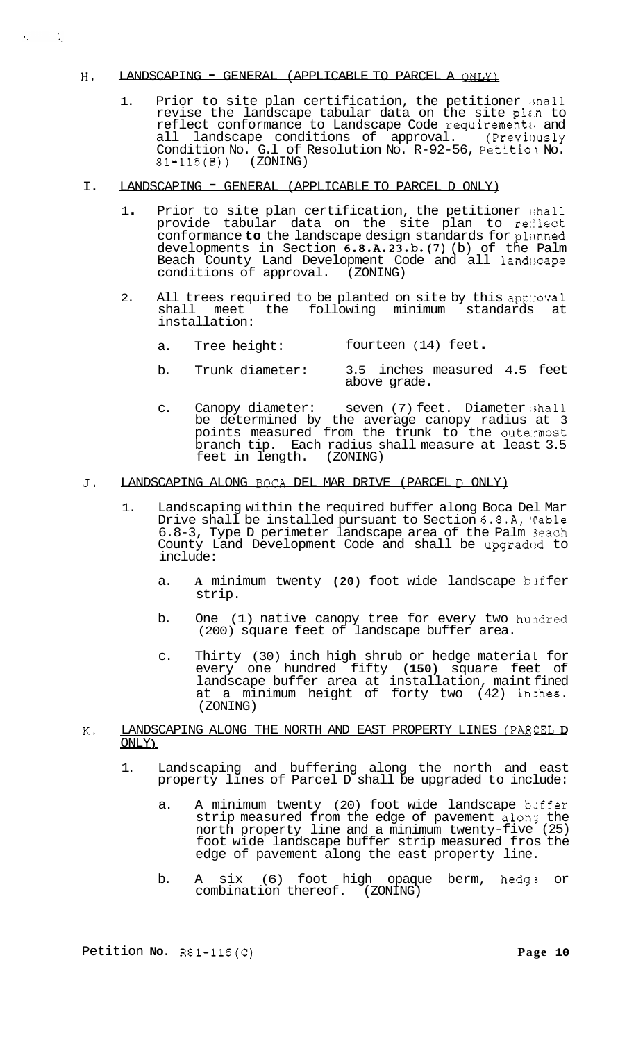## H. LANDSCAPING - GENERAL (APPLICABLE TO PARCEL A ONLY)

1. Prior to site plan certification, the petitioner shall revise the landscape tabular data on the site plan to reflect conformance to Landscape Code requirements and all landscape conditions of approval. (Previously Condition No. G.1 of Resolution No. R-92-56, Petition No. 81-115(B)) (ZONING)

## I. LANDSCAPING - GENERAL (APPLICABLE TO PARCEL D ONLY)

1. Prior to site plan certification, the petitioner shall provide tabular data on the site plan to reflect conformance **to** the landscape design standards for planned developments in Section **6.8.A.23.b.(7)** (b) of the Palm Beach County Land Development Code and all landscape conditions of approval. (ZONING)

2. All trees required to be planted on site by this approval shall meet the following minimum standards at installation:

   a. Tree height: fourteen (14) feet.

   b. Trunk diameter: 3.5 inches measured 4.5 feet above grade.

   c. Canopy diameter: seven (7) feet. Diameter shall be determined by the average canopy radius at 3 points measured from the trunk to the outermost branch tip. Each radius shall measure at least 3.5 feet in length. (ZONING)

## J. LANDSCAPING ALONG BOCA DEL MAR DRIVE (PARCEL D ONLY)

1. Landscaping within the required buffer along Boca Del Mar Drive shall be installed pursuant to Section 6.8.A, Table 6.8-3, Type D perimeter landscape area of the Palm Beach County Land Development Code and shall be upgraded to include:

   a. A minimum twenty **(20)** foot wide landscape buffer strip.

   b. One (1) native canopy tree for every two hundred (200) square feet of landscape buffer area.

   c. Thirty (30) inch high shrub or hedge material for every one hundred fifty **(150)** square feet of landscape buffer area at installation, maintained at a minimum height of forty two (42) inches. (ZONING)

## K. LANDSCAPING ALONG THE NORTH AND EAST PROPERTY LINES (PARCEL D ONLY)

1. Landscaping and buffering along the north and east property lines of Parcel D shall be upgraded to include:

   a. A minimum twenty (20) foot wide landscape buffer strip measured from the edge of pavement along the north property line and a minimum twenty-five (25) foot wide landscape buffer strip measured fros the edge of pavement along the east property line.

   b. A six (6) foot high opaque berm, hedge or combination thereof. (ZONING)

Petition **No.** R81-115(C)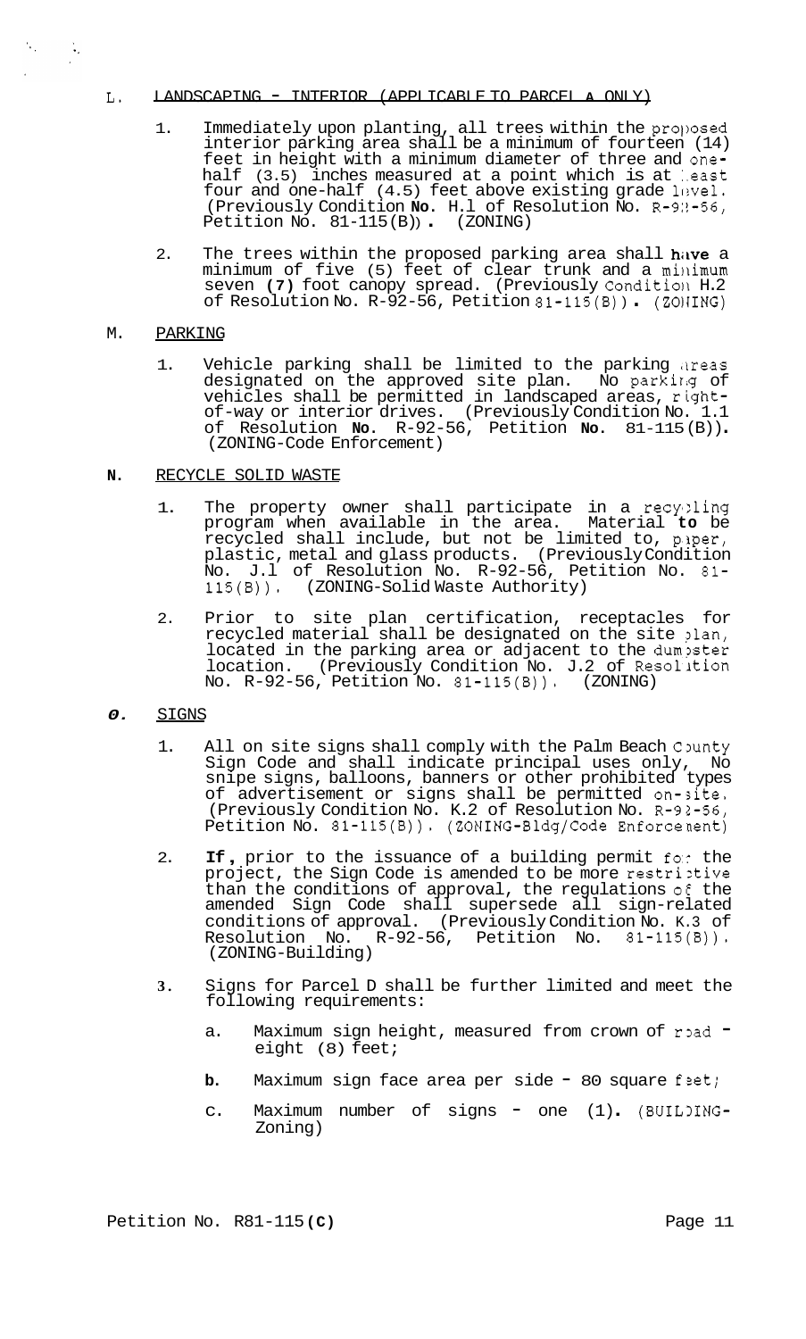## L. LANDSCAPING - INTERIOR (APPLICABLE TO PARCEL A ONLY)

1. Immediately upon planting, all trees within the proposed interior parking area shall be a minimum of fourteen (14) feet in height with a minimum diameter of three and one-half (3.5) inches measured at a point which is at least four and one-half (4.5) feet above existing grade level. (Previously Condition **No.** H.l of Resolution No. R-92-56, Petition No. 81-115(B)). (ZONING)

2. The trees within the proposed parking area shall **have** a minimum of five (5) feet of clear trunk and a minimum seven **(7)** foot canopy spread. (Previously Condition H.2 of Resolution No. R-92-56, Petition 81-115(B)). (ZONING)

## M. PARKING

1. Vehicle parking shall be limited to the parking areas designated on the approved site plan. No parking of vehicles shall be permitted in landscaped areas, right-of-way or interior drives. (Previously Condition No. 1.1 of Resolution **No.** R-92-56, Petition **No.** 81-115(B)). (ZONING-Code Enforcement)

## N. RECYCLE SOLID WASTE

1. The property owner shall participate in a recycling program when available in the area. Material **to** be recycled shall include, but not be limited to, paper, plastic, metal and glass products. (Previously Condition No. J.l of Resolution No. R-92-56, Petition No. 81-115(B)). (ZONING-Solid Waste Authority)

2. Prior to site plan certification, receptacles for recycled material shall be designated on the site plan, located in the parking area or adjacent to the dumpster location. (Previously Condition No. J.2 of Resolution No. R-92-56, Petition No. 81-115(B)). (ZONING)

## O. SIGNS

1. All on site signs shall comply with the Palm Beach County Sign Code and shall indicate principal uses only, No snipe signs, balloons, banners or other prohibited types of advertisement or signs shall be permitted on-site. (Previously Condition No. K.2 of Resolution No. R-92-56, Petition No. 81-115(B)). (ZONING-Bldg/Code Enforcement)

2. **If,** prior to the issuance of a building permit for the project, the Sign Code is amended to be more restrictive than the conditions of approval, the regulations of the amended Sign Code shall supersede all sign-related conditions of approval. (Previously Condition No. K.3 of Resolution No. R-92-56, Petition No. 81-115(B)). (ZONING-Building)

3. Signs for Parcel D shall be further limited and meet the following requirements:

   a. Maximum sign height, measured from crown of road - eight (8) feet;

   **b.** Maximum sign face area per side - 80 square feet;

   c. Maximum number of signs - one (1). (BUILDING-Zoning)

Petition No. R81-115**(C)**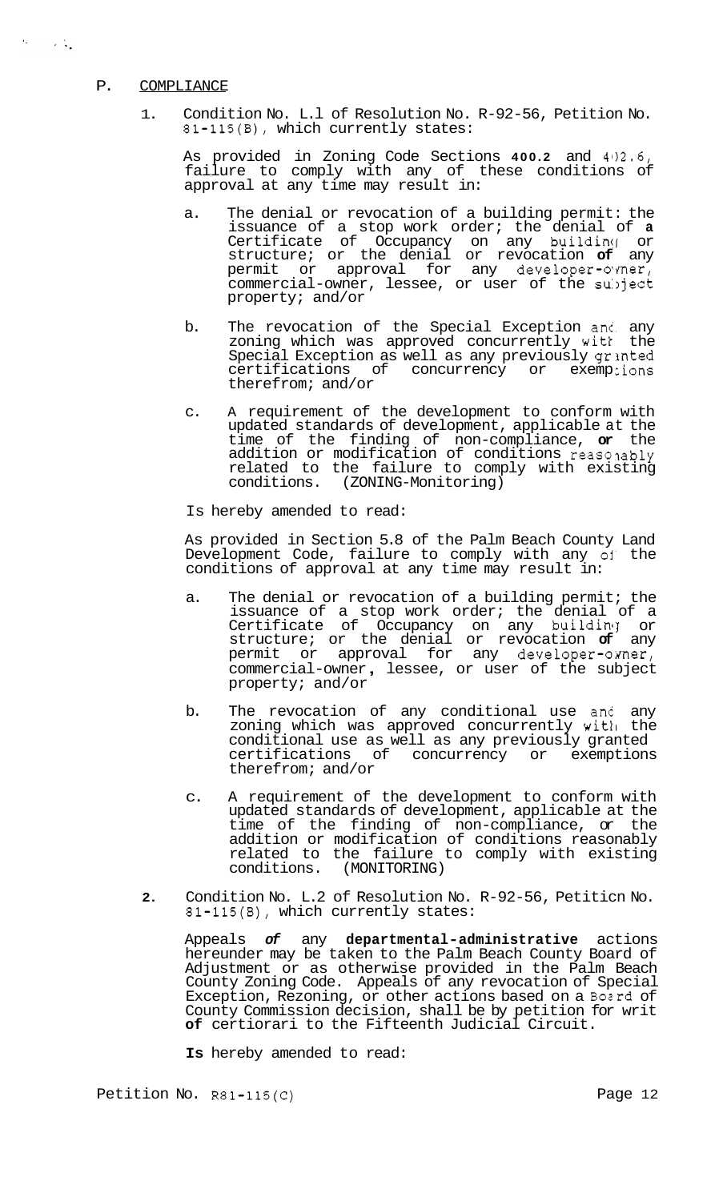## P. COMPLIANCE

1. Condition No. L.1 of Resolution No. R-92-56, Petition No. 81-115(B), which currently states:

   As provided in Zoning Code Sections **400.2** and 402.6, failure to comply with any of these conditions of approval at any time may result in:

   a. The denial or revocation of a building permit: the issuance of a stop work order; the denial of **a** Certificate of Occupancy on any building or structure; or the denial or revocation **of** any permit or approval for any developer-owner, commercial-owner, lessee, or user of the subject property; and/or

   b. The revocation of the Special Exception and any zoning which was approved concurrently with the Special Exception as well as any previously granted certifications of concurrency or exemptions therefrom; and/or

   c. A requirement of the development to conform with updated standards of development, applicable at the time of the finding of non-compliance, **or** the addition or modification of conditions reasonably related to the failure to comply with existing conditions. (ZONING-Monitoring)

   Is hereby amended to read:

   As provided in Section 5.8 of the Palm Beach County Land Development Code, failure to comply with any of the conditions of approval at any time may result in:

   a. The denial or revocation of a building permit; the issuance of a stop work order; the denial of a Certificate of Occupancy on any building or structure; or the denial or revocation **of** any permit or approval for any developer-owner, commercial-owner**,** lessee, or user of the subject property; and/or

   b. The revocation of any conditional use and any zoning which was approved concurrently with the conditional use as well as any previously granted certifications of concurrency or exemptions therefrom; and/or

   c. A requirement of the development to conform with updated standards of development, applicable at the time of the finding of non-compliance, or the addition or modification of conditions reasonably related to the failure to comply with existing conditions. (MONITORING)

2. Condition No. L.2 of Resolution No. R-92-56, Petition No. 81-115(B), which currently states:

   Appeals ***of*** any **departmental-administrative** actions hereunder may be taken to the Palm Beach County Board of Adjustment or as otherwise provided in the Palm Beach County Zoning Code. Appeals of any revocation of Special Exception, Rezoning, or other actions based on a Board of County Commission decision, shall be by petition for writ **of** certiorari to the Fifteenth Judicial Circuit.

   **Is** hereby amended to read:

Petition No. R81-115(C)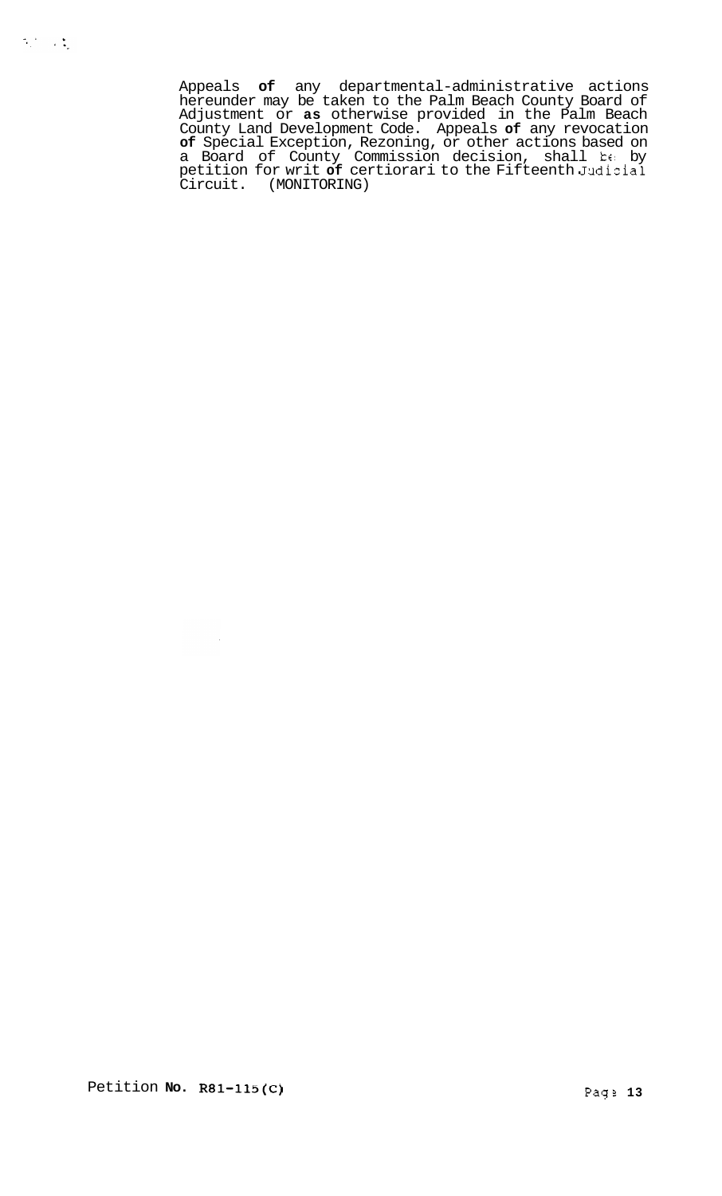Appeals of any departmental-administrative actions hereunder may be taken to the Palm Beach County Board of Adjustment or as otherwise provided in the Palm Beach County Land Development Code. Appeals of any revocation of Special Exception, Rezoning, or other actions based on a Board of County Commission decision, shall be by petition for writ of certiorari to the Fifteenth Judicial Circuit. (MONITORING)

Petition No. R81-115(C)